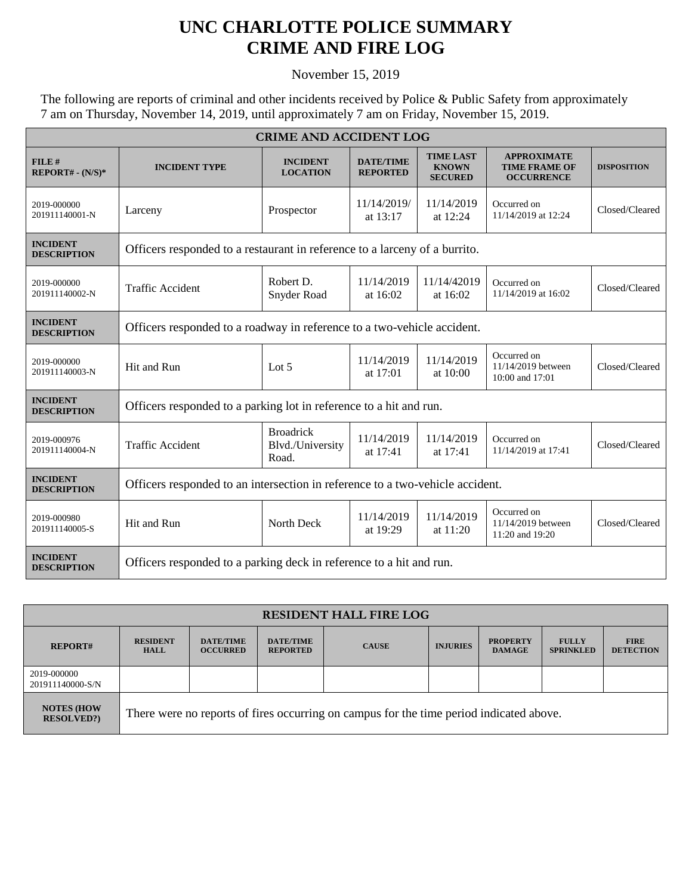# UNC CHARLOTTE POLICE SUMMARY
# CRIME AND FIRE LOG

November 15, 2019

The following are reports of criminal and other incidents received by Police & Public Safety from approximately 7 am on Thursday, November 14, 2019, until approximately 7 am on Friday, November 15, 2019.

| CRIME AND ACCIDENT LOG | | | | | | |
|---|---|---|---|---|---|---|
| **FILE # REPORT# - (N/S)*** | **INCIDENT TYPE** | **INCIDENT LOCATION** | **DATE/TIME REPORTED** | **TIME LAST KNOWN SECURED** | **APPROXIMATE TIME FRAME OF OCCURRENCE** | **DISPOSITION** |
| 2019-000000 201911140001-N | Larceny | Prospector | 11/14/2019/ at 13:17 | 11/14/2019 at 12:24 | Occurred on 11/14/2019 at 12:24 | Closed/Cleared |
| **INCIDENT DESCRIPTION** | Officers responded to a restaurant in reference to a larceny of a burrito. | | | | | |
| 2019-000000 201911140002-N | Traffic Accident | Robert D. Snyder Road | 11/14/2019 at 16:02 | 11/14/42019 at 16:02 | Occurred on 11/14/2019 at 16:02 | Closed/Cleared |
| **INCIDENT DESCRIPTION** | Officers responded to a roadway in reference to a two-vehicle accident. | | | | | |
| 2019-000000 201911140003-N | Hit and Run | Lot 5 | 11/14/2019 at 17:01 | 11/14/2019 at 10:00 | Occurred on 11/14/2019 between 10:00 and 17:01 | Closed/Cleared |
| **INCIDENT DESCRIPTION** | Officers responded to a parking lot in reference to a hit and run. | | | | | |
| 2019-000976 201911140004-N | Traffic Accident | Broadrick Blvd./University Road. | 11/14/2019 at 17:41 | 11/14/2019 at 17:41 | Occurred on 11/14/2019 at 17:41 | Closed/Cleared |
| **INCIDENT DESCRIPTION** | Officers responded to an intersection in reference to a two-vehicle accident. | | | | | |
| 2019-000980 201911140005-S | Hit and Run | North Deck | 11/14/2019 at 19:29 | 11/14/2019 at 11:20 | Occurred on 11/14/2019 between 11:20 and 19:20 | Closed/Cleared |
| **INCIDENT DESCRIPTION** | Officers responded to a parking deck in reference to a hit and run. | | | | | |

| RESIDENT HALL FIRE LOG | | | | | | | | |
|---|---|---|---|---|---|---|---|---|
| **REPORT#** | **RESIDENT HALL** | **DATE/TIME OCCURRED** | **DATE/TIME REPORTED** | **CAUSE** | **INJURIES** | **PROPERTY DAMAGE** | **FULLY SPRINKLED** | **FIRE DETECTION** |
| 2019-000000 201911140000-S/N | | | | | | | | |
| **NOTES (HOW RESOLVED?)** | There were no reports of fires occurring on campus for the time period indicated above. | | | | | | | |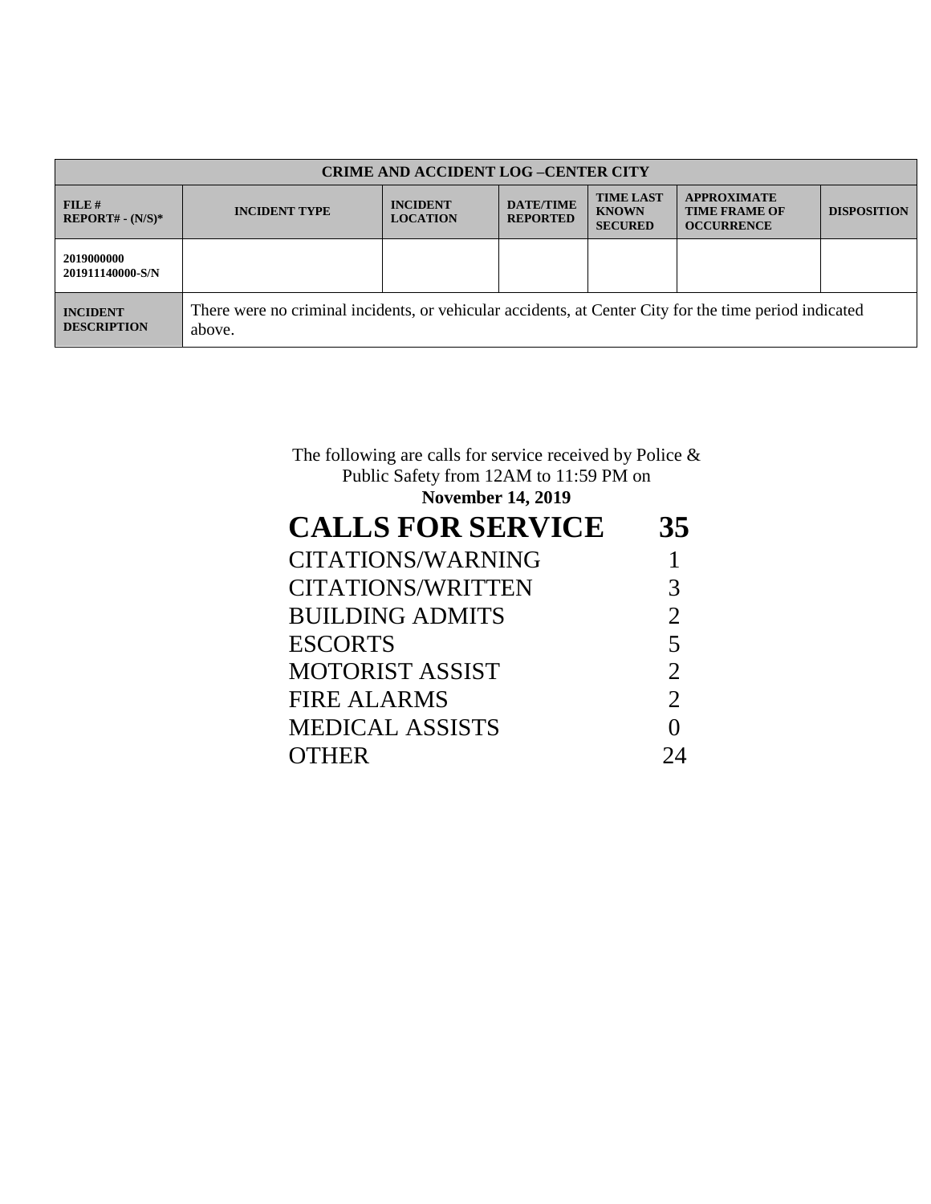| CRIME AND ACCIDENT LOG –CENTER CITY | | | | | | |
|---|---|---|---|---|---|---|
| **FILE # REPORT# - (N/S)*** | **INCIDENT TYPE** | **INCIDENT LOCATION** | **DATE/TIME REPORTED** | **TIME LAST KNOWN SECURED** | **APPROXIMATE TIME FRAME OF OCCURRENCE** | **DISPOSITION** |
| **2019000000 201911140000-S/N** | | | | | | |
| **INCIDENT DESCRIPTION** | There were no criminal incidents, or vehicular accidents, at Center City for the time period indicated above. | | | | | |

The following are calls for service received by Police & Public Safety from 12AM to 11:59 PM on

**November 14, 2019**

| | |
|---|---|
| **CALLS FOR SERVICE** | **35** |
| CITATIONS/WARNING | 1 |
| CITATIONS/WRITTEN | 3 |
| BUILDING ADMITS | 2 |
| ESCORTS | 5 |
| MOTORIST ASSIST | 2 |
| FIRE ALARMS | 2 |
| MEDICAL ASSISTS | 0 |
| OTHER | 24 |